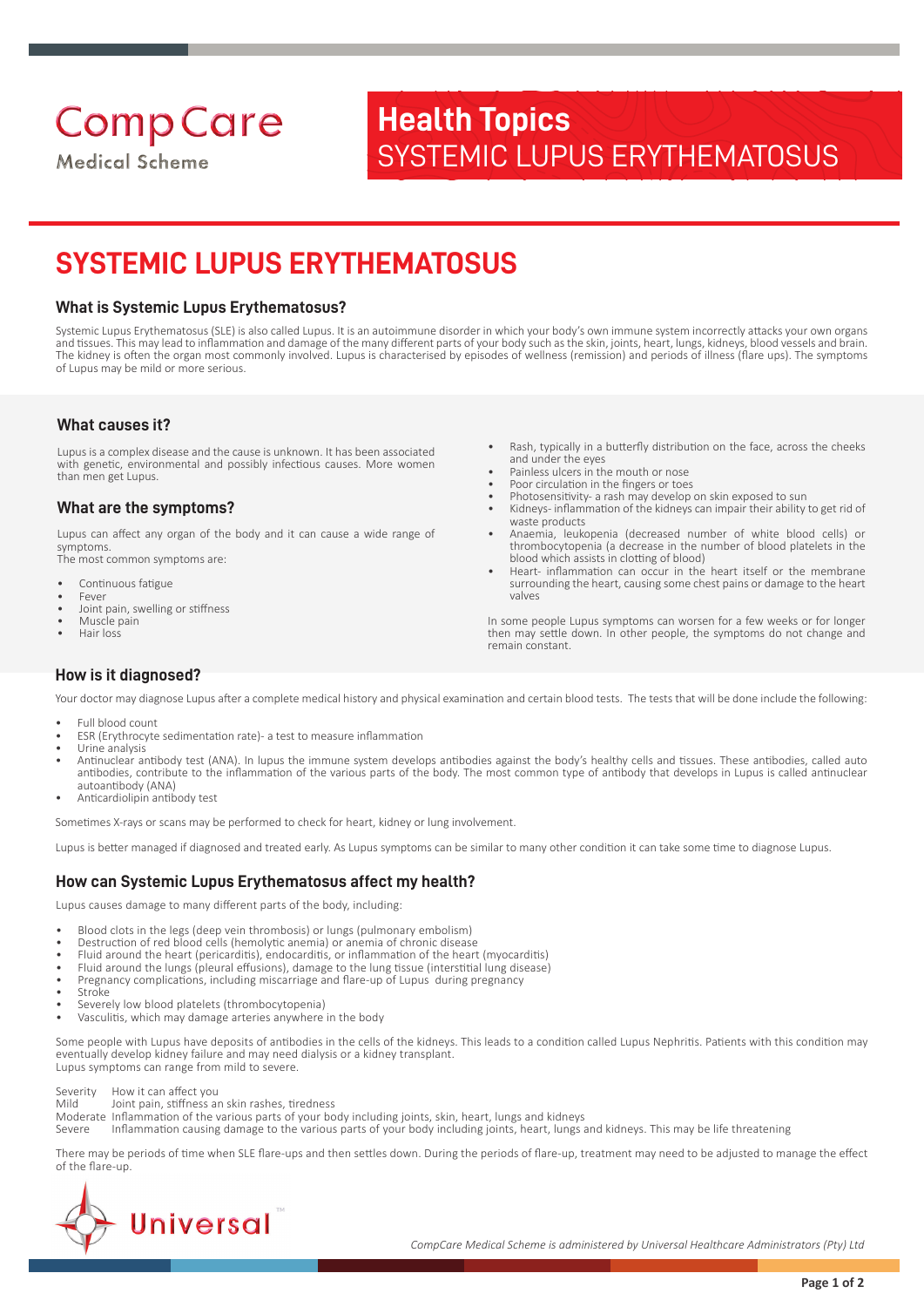Comp Care
Medical Scheme

# Health Topics
SYSTEMIC LUPUS ERYTHEMATOSUS

# SYSTEMIC LUPUS ERYTHEMATOSUS

## What is Systemic Lupus Erythematosus?

Systemic Lupus Erythematosus (SLE) is also called Lupus. It is an autoimmune disorder in which your body's own immune system incorrectly attacks your own organs and tissues. This may lead to inflammation and damage of the many different parts of your body such as the skin, joints, heart, lungs, kidneys, blood vessels and brain. The kidney is often the organ most commonly involved. Lupus is characterised by episodes of wellness (remission) and periods of illness (flare ups). The symptoms of Lupus may be mild or more serious.

## What causes it?

Lupus is a complex disease and the cause is unknown. It has been associated with genetic, environmental and possibly infectious causes. More women than men get Lupus.

## What are the symptoms?

Lupus can affect any organ of the body and it can cause a wide range of symptoms.
The most common symptoms are:

- Continuous fatigue
- Fever
- Joint pain, swelling or stiffness
- Muscle pain
- Hair loss
- Rash, typically in a butterfly distribution on the face, across the cheeks and under the eyes
- Painless ulcers in the mouth or nose
- Poor circulation in the fingers or toes
- Photosensitivity- a rash may develop on skin exposed to sun
- Kidneys- inflammation of the kidneys can impair their ability to get rid of waste products
- Anaemia, leukopenia (decreased number of white blood cells) or thrombocytopenia (a decrease in the number of blood platelets in the blood which assists in clotting of blood)
- Heart- inflammation can occur in the heart itself or the membrane surrounding the heart, causing some chest pains or damage to the heart valves

In some people Lupus symptoms can worsen for a few weeks or for longer then may settle down. In other people, the symptoms do not change and remain constant.

## How is it diagnosed?

Your doctor may diagnose Lupus after a complete medical history and physical examination and certain blood tests. The tests that will be done include the following:

- Full blood count
- ESR (Erythrocyte sedimentation rate)- a test to measure inflammation
- Urine analysis
- Antinuclear antibody test (ANA). In lupus the immune system develops antibodies against the body's healthy cells and tissues. These antibodies, called auto antibodies, contribute to the inflammation of the various parts of the body. The most common type of antibody that develops in Lupus is called antinuclear autoantibody (ANA)
- Anticardiolipin antibody test

Sometimes X-rays or scans may be performed to check for heart, kidney or lung involvement.

Lupus is better managed if diagnosed and treated early. As Lupus symptoms can be similar to many other condition it can take some time to diagnose Lupus.

## How can Systemic Lupus Erythematosus affect my health?

Lupus causes damage to many different parts of the body, including:

- Blood clots in the legs (deep vein thrombosis) or lungs (pulmonary embolism)
- Destruction of red blood cells (hemolytic anemia) or anemia of chronic disease
- Fluid around the heart (pericarditis), endocarditis, or inflammation of the heart (myocarditis)
- Fluid around the lungs (pleural effusions), damage to the lung tissue (interstitial lung disease)
- Pregnancy complications, including miscarriage and flare-up of Lupus during pregnancy
- Stroke
- Severely low blood platelets (thrombocytopenia)
- Vasculitis, which may damage arteries anywhere in the body

Some people with Lupus have deposits of antibodies in the cells of the kidneys. This leads to a condition called Lupus Nephritis. Patients with this condition may eventually develop kidney failure and may need dialysis or a kidney transplant.
Lupus symptoms can range from mild to severe.

| Severity | How it can affect you |
| --- | --- |
| Mild | Joint pain, stiffness an skin rashes, tiredness |
| Moderate | Inflammation of the various parts of your body including joints, skin, heart, lungs and kidneys |
| Severe | Inflammation causing damage to the various parts of your body including joints, heart, lungs and kidneys. This may be life threatening |

There may be periods of time when SLE flare-ups and then settles down. During the periods of flare-up, treatment may need to be adjusted to manage the effect of the flare-up.

Universal™

*CompCare Medical Scheme is administered by Universal Healthcare Administrators (Pty) Ltd*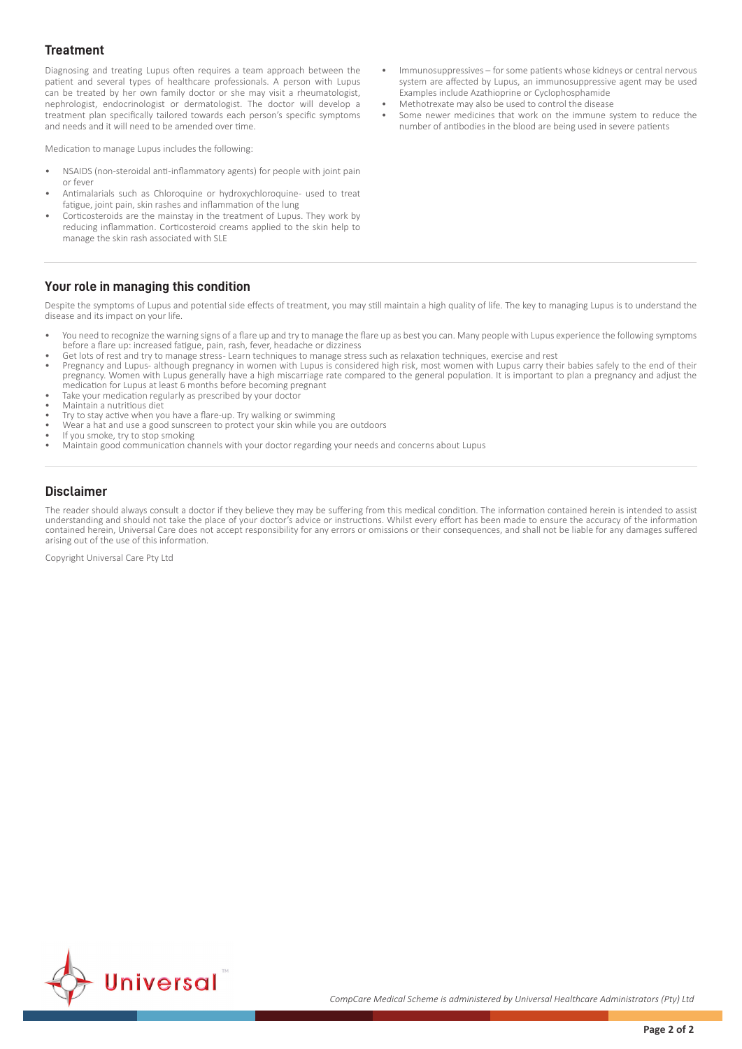## Treatment

Diagnosing and treating Lupus often requires a team approach between the patient and several types of healthcare professionals. A person with Lupus can be treated by her own family doctor or she may visit a rheumatologist, nephrologist, endocrinologist or dermatologist. The doctor will develop a treatment plan specifically tailored towards each person's specific symptoms and needs and it will need to be amended over time.

Medication to manage Lupus includes the following:

- NSAIDS (non-steroidal anti-inflammatory agents) for people with joint pain or fever
- Antimalarials such as Chloroquine or hydroxychloroquine- used to treat fatigue, joint pain, skin rashes and inflammation of the lung
- Corticosteroids are the mainstay in the treatment of Lupus. They work by reducing inflammation. Corticosteroid creams applied to the skin help to manage the skin rash associated with SLE
- Immunosuppressives – for some patients whose kidneys or central nervous system are affected by Lupus, an immunosuppressive agent may be used Examples include Azathioprine or Cyclophosphamide
- Methotrexate may also be used to control the disease
- Some newer medicines that work on the immune system to reduce the number of antibodies in the blood are being used in severe patients

## Your role in managing this condition

Despite the symptoms of Lupus and potential side effects of treatment, you may still maintain a high quality of life. The key to managing Lupus is to understand the disease and its impact on your life.

- You need to recognize the warning signs of a flare up and try to manage the flare up as best you can. Many people with Lupus experience the following symptoms before a flare up: increased fatigue, pain, rash, fever, headache or dizziness
- Get lots of rest and try to manage stress- Learn techniques to manage stress such as relaxation techniques, exercise and rest
- Pregnancy and Lupus- although pregnancy in women with Lupus is considered high risk, most women with Lupus carry their babies safely to the end of their pregnancy. Women with Lupus generally have a high miscarriage rate compared to the general population. It is important to plan a pregnancy and adjust the medication for Lupus at least 6 months before becoming pregnant
- Take your medication regularly as prescribed by your doctor
- Maintain a nutritious diet
- Try to stay active when you have a flare-up. Try walking or swimming
- Wear a hat and use a good sunscreen to protect your skin while you are outdoors
- If you smoke, try to stop smoking
- Maintain good communication channels with your doctor regarding your needs and concerns about Lupus

## Disclaimer

The reader should always consult a doctor if they believe they may be suffering from this medical condition. The information contained herein is intended to assist understanding and should not take the place of your doctor's advice or instructions. Whilst every effort has been made to ensure the accuracy of the information contained herein, Universal Care does not accept responsibility for any errors or omissions or their consequences, and shall not be liable for any damages suffered arising out of the use of this information.

Copyright Universal Care Pty Ltd

*CompCare Medical Scheme is administered by Universal Healthcare Administrators (Pty) Ltd*